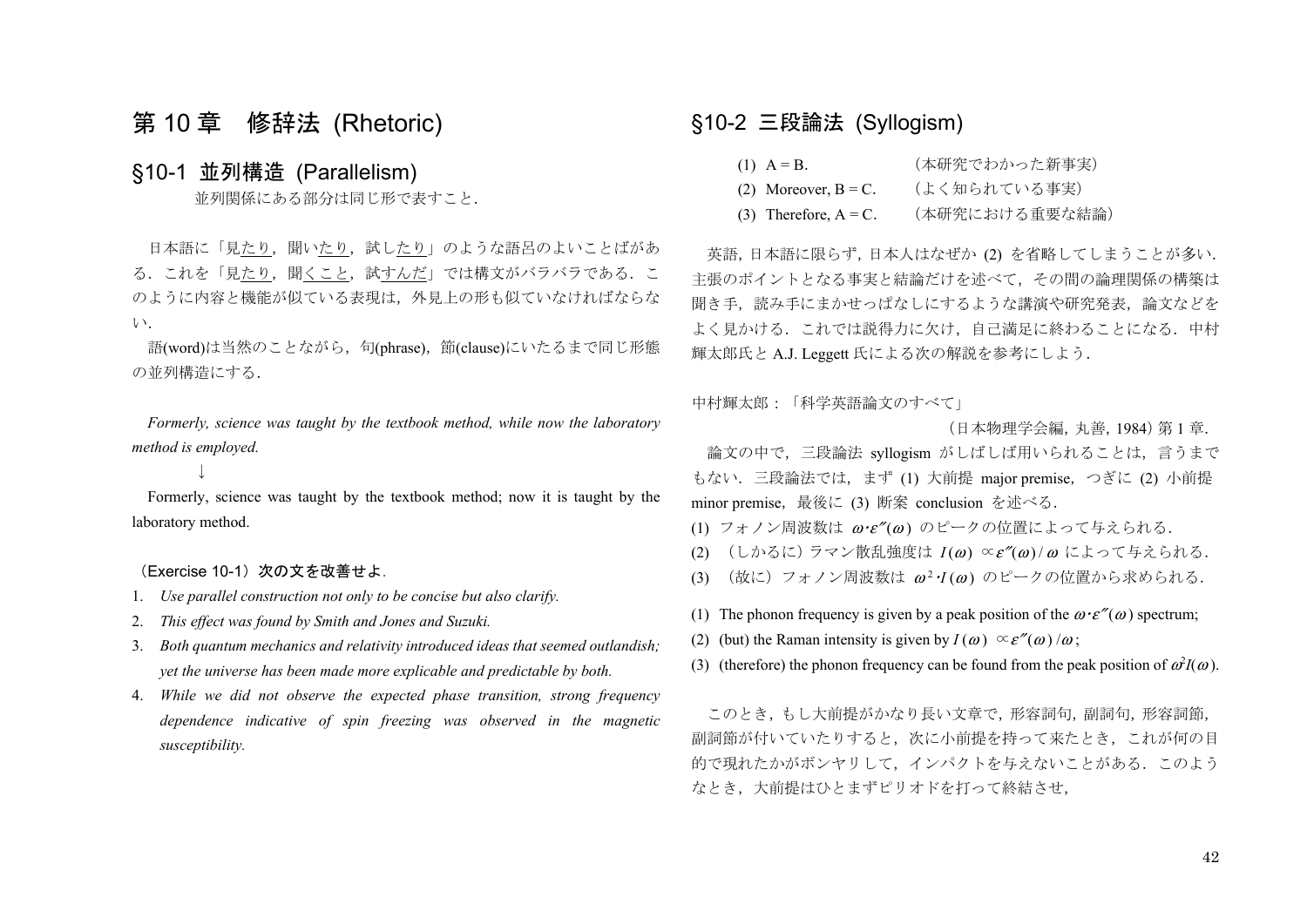# 第 10 章　修辞法 (Rhetoric)

## §10-1 並列構造 (Parallelism)

並列関係にある部分は同じ形で表すこと．

日本語に「見たり，聞いたり，試したり」のような語呂のよいことばがある．これを「見たり，聞くこと，試すんだ」では構文がバラバラである．このように内容と機能が似ている表現は，外見上の形も似ていなければならない．

語(word)は当然のことながら，句(phrase)，節(clause)にいたるまで同じ形態の並列構造にする．

*Formerly, science was taught by the textbook method, while now the laboratory method is employed.*

↓

Formerly, science was taught by the textbook method; now it is taught by the laboratory method.

（Exercise 10-1）次の文を改善せよ．

1. *Use parallel construction not only to be concise but also clarify.*
2. *This effect was found by Smith and Jones and Suzuki.*
3. *Both quantum mechanics and relativity introduced ideas that seemed outlandish; yet the universe has been made more explicable and predictable by both.*
4. *While we did not observe the expected phase transition, strong frequency dependence indicative of spin freezing was observed in the magnetic susceptibility.*

## §10-2 三段論法 (Syllogism)

(1) A = B.　　　　　　（本研究でわかった新事実）
(2) Moreover, B = C.　　（よく知られている事実）
(3) Therefore, A = C.　　（本研究における重要な結論）

英語，日本語に限らず，日本人はなぜか (2) を省略してしまうことが多い．主張のポイントとなる事実と結論だけを述べて，その間の論理関係の構築は聞き手，読み手にまかせっぱなしにするような講演や研究発表，論文などをよく見かける．これでは説得力に欠け，自己満足に終わることになる．中村輝太郎氏と A.J. Leggett 氏による次の解説を参考にしよう．

中村輝太郎：「科学英語論文のすべて」

（日本物理学会編，丸善，1984）第 1 章．

論文の中で，三段論法 syllogism がしばしば用いられることは，言うまでもない．三段論法では，まず (1) 大前提 major premise，つぎに (2) 小前提 minor premise，最後に (3) 断案 conclusion を述べる．

(1) フォノン周波数は $\omega\cdot\varepsilon''(\omega)$ のピークの位置によって与えられる．
(2) （しかるに）ラマン散乱強度は $I(\omega)\propto\varepsilon''(\omega)/\omega$ によって与えられる．
(3) （故に）フォノン周波数は $\omega^2\cdot I(\omega)$ のピークの位置から求められる．

(1) The phonon frequency is given by a peak position of the $\omega\cdot\varepsilon''(\omega)$ spectrum;
(2) (but) the Raman intensity is given by $I(\omega)\propto\varepsilon''(\omega)/\omega$;
(3) (therefore) the phonon frequency can be found from the peak position of $\omega^2 I(\omega)$.

このとき，もし大前提がかなり長い文章で，形容詞句，副詞句，形容詞節，副詞節が付いていたりすると，次に小前提を持って来たとき，これが何の目的で現れたかがボンヤリして，インパクトを与えないことがある．このようなとき，大前提はひとまずピリオドを打って終結させ，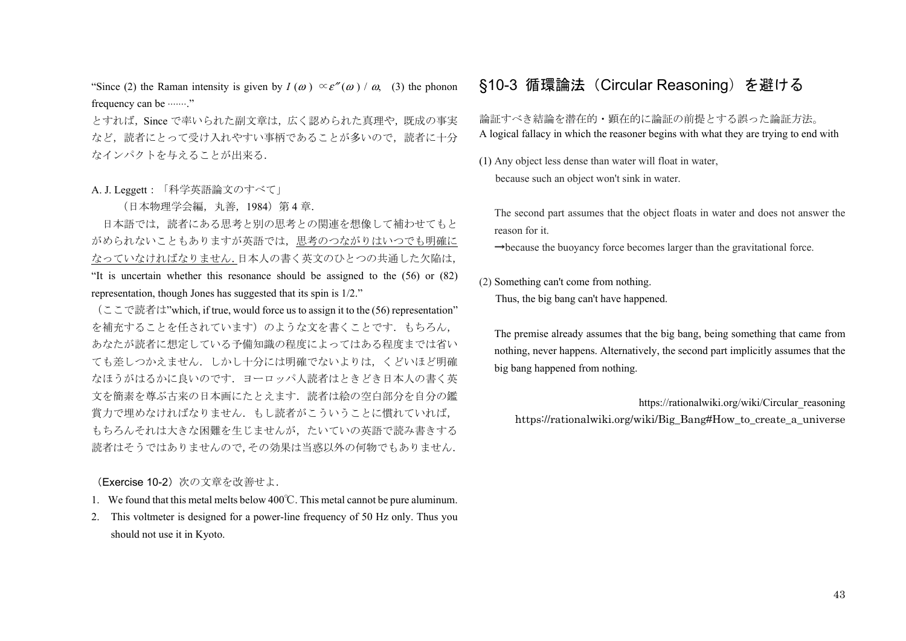"Since (2) the Raman intensity is given by $I(\omega) \propto \varepsilon''(\omega) / \omega$, (3) the phonon frequency can be ·······."

とすれば，Since で率いられた副文章は，広く認められた真理や，既成の事実など，読者にとって受け入れやすい事柄であることが多いので，読者に十分なインパクトを与えることが出来る．

A. J. Leggett：「科学英語論文のすべて」

（日本物理学会編，丸善，1984）第 4 章．

日本語では，読者にある思考と別の思考との関連を想像して補わせてもとがめられないこともありますが英語では，<u>思考のつながりはいつでも明確になっていなければなりません．</u>日本人の書く英文のひとつの共通した欠陥は，"It is uncertain whether this resonance should be assigned to the (56) or (82) representation, though Jones has suggested that its spin is 1/2."

（ここで読者は"which, if true, would force us to assign it to the (56) representation" を補充することを任されています）のような文を書くことです．もちろん，あなたが読者に想定している予備知識の程度によってはある程度までは省いても差しつかえません．しかし十分には明確でないよりは，くどいほど明確なほうがはるかに良いのです．ヨーロッパ人読者はときどき日本人の書く英文を簡素を尊ぶ古来の日本画にたとえます．読者は絵の空白部分を自分の鑑賞力で埋めなければなりません．もし読者がこういうことに慣れていれば，もちろんそれは大きな困難を生じませんが，たいていの英語で読み書きする読者はそうではありませんので，その効果は当惑以外の何物でもありません．

（Exercise 10-2）次の文章を改善せよ．

1. We found that this metal melts below 400℃. This metal cannot be pure aluminum.
2. This voltmeter is designed for a power-line frequency of 50 Hz only. Thus you should not use it in Kyoto.

## §10-3 循環論法（Circular Reasoning）を避ける

論証すべき結論を潜在的・顕在的に論証の前提とする誤った論証方法。

A logical fallacy in which the reasoner begins with what they are trying to end with

(1) Any object less dense than water will float in water,
because such an object won't sink in water.

The second part assumes that the object floats in water and does not answer the reason for it.

→because the buoyancy force becomes larger than the gravitational force.

(2) Something can't come from nothing.
Thus, the big bang can't have happened.

The premise already assumes that the big bang, being something that came from nothing, never happens. Alternatively, the second part implicitly assumes that the big bang happened from nothing.

https://rationalwiki.org/wiki/Circular_reasoning
https://rationalwiki.org/wiki/Big_Bang#How_to_create_a_universe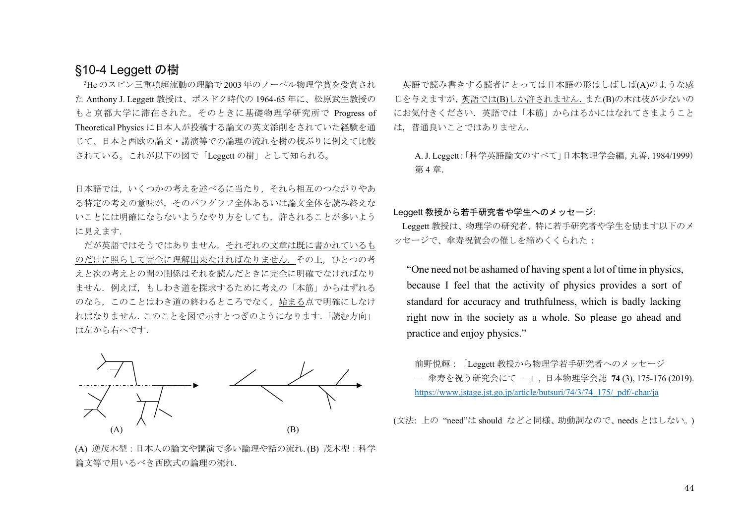## §10-4 Leggett の樹

$^3$He のスピン三重項超流動の理論で 2003 年のノーベル物理学賞を受賞された Anthony J. Leggett 教授は、ポスドク時代の 1964-65 年に、松原武生教授のもと京都大学に滞在された。そのときに基礎物理学研究所で Progress of Theoretical Physics に日本人が投稿する論文の英文添削をされていた経験を通じて、日本と西欧の論文・講演等での論理の流れを樹の枝ぶりに例えて比較されている。これが以下の図で「Leggett の樹」として知られる。

日本語では，いくつかの考えを述べるに当たり，それら相互のつながりやある特定の考えの意味が，そのパラグラフ全体あるいは論文全体を読み終えないことには明確にならないようなやり方をしても，許されることが多いように見えます．

だが英語ではそうではありません．それぞれの文章は既に書かれているものだけに照らして完全に理解出来なければなりません．その上，ひとつの考えと次の考えとの間の関係はそれを読んだときに完全に明確でなければなりません．例えば，もしわき道を探求するために考えの「本筋」からはずれるのなら，このことはわき道の終わるところでなく，始まる点で明確にしなければなりません．このことを図で示すとつぎのようになります．「読む方向」は左から右へです．

(A)　　(B)

(A) 逆茂木型：日本人の論文や講演で多い論理や話の流れ. (B) 茂木型：科学論文等で用いるべき西欧式の論理の流れ.

英語で読み書きする読者にとっては日本語の形はしばしば(A)のような感じを与えますが，英語では(B)しか許されません．また(B)の木は枝が少ないのにお気付きください．英語では「本筋」からはるかにはなれてさまようことは，普通良いことではありません．

A. J. Leggett :「科学英語論文のすべて」日本物理学会編, 丸善, 1984/1999) 第 4 章.

**Leggett 教授から若手研究者や学生へのメッセージ:**

Leggett 教授は、物理学の研究者、特に若手研究者や学生を励ます以下のメッセージで、傘寿祝賀会の催しを締めくくられた：

> "One need not be ashamed of having spent a lot of time in physics, because I feel that the activity of physics provides a sort of standard for accuracy and truthfulness, which is badly lacking right now in the society as a whole. So please go ahead and practice and enjoy physics."

前野悦輝：「Leggett 教授から物理学若手研究者へのメッセージ ― 傘寿を祝う研究会にて ―」, 日本物理学会誌 **74** (3), 175-176 (2019).
https://www.jstage.jst.go.jp/article/butsuri/74/3/74_175/_pdf/-char/ja

(文法: 上の "need"は should などと同様、助動詞なので、needs とはしない。)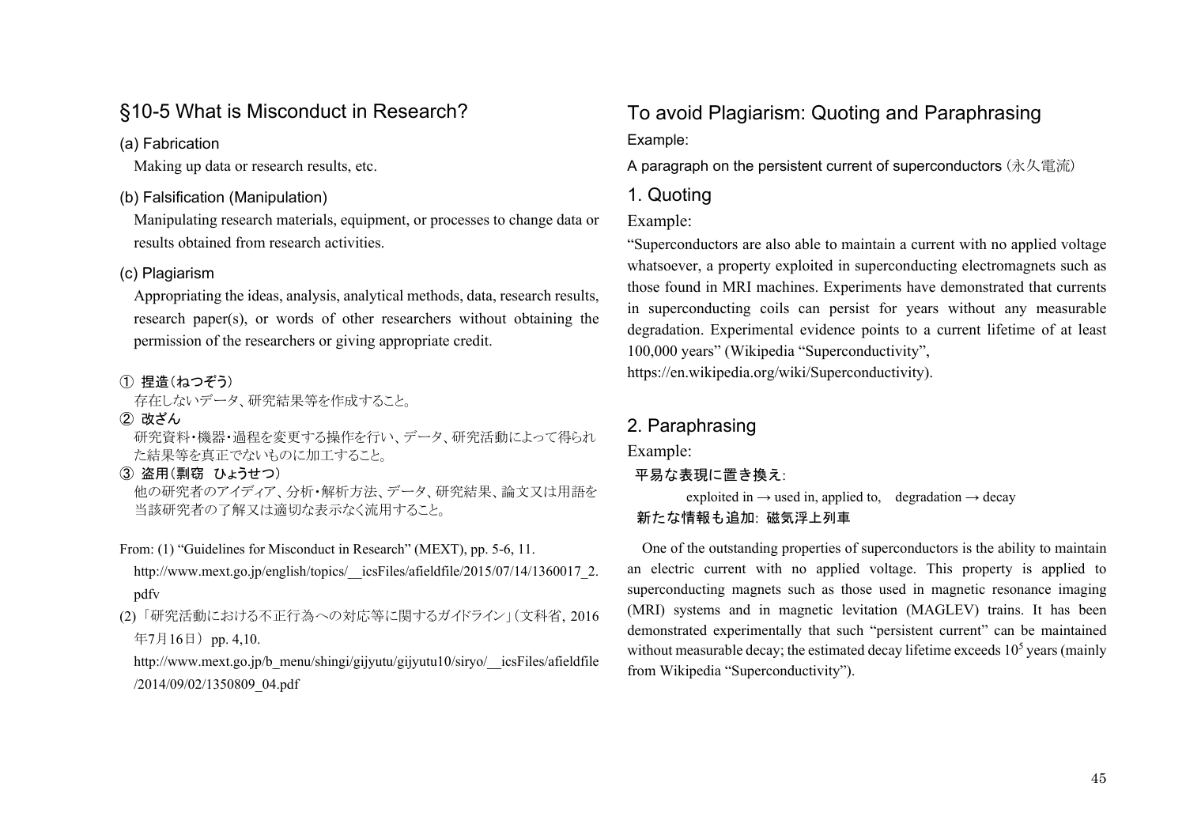## §10-5 What is Misconduct in Research?

### (a) Fabrication

Making up data or research results, etc.

### (b) Falsification (Manipulation)

Manipulating research materials, equipment, or processes to change data or results obtained from research activities.

### (c) Plagiarism

Appropriating the ideas, analysis, analytical methods, data, research results, research paper(s), or words of other researchers without obtaining the permission of the researchers or giving appropriate credit.

**① 捏造（ねつぞう）**

存在しないデータ、研究結果等を作成すること。

**② 改ざん**

研究資料・機器・過程を変更する操作を行い、データ、研究活動によって得られた結果等を真正でないものに加工すること。

**③ 盗用（剽窃　ひょうせつ）**

他の研究者のアイディア、分析・解析方法、データ、研究結果、論文又は用語を当該研究者の了解又は適切な表示なく流用すること。

From: (1) "Guidelines for Misconduct in Research" (MEXT), pp. 5-6, 11.
http://www.mext.go.jp/english/topics/__icsFiles/afieldfile/2015/07/14/1360017_2.pdfv

(2)「研究活動における不正行為への対応等に関するガイドライン」（文科省, 2016年7月16日） pp. 4,10.
http://www.mext.go.jp/b_menu/shingi/gijyutu/gijyutu10/siryo/__icsFiles/afieldfile/2014/09/02/1350809_04.pdf

## To avoid Plagiarism: Quoting and Paraphrasing

Example:

A paragraph on the persistent current of superconductors（永久電流）

### 1. Quoting

Example:

"Superconductors are also able to maintain a current with no applied voltage whatsoever, a property exploited in superconducting electromagnets such as those found in MRI machines. Experiments have demonstrated that currents in superconducting coils can persist for years without any measurable degradation. Experimental evidence points to a current lifetime of at least 100,000 years" (Wikipedia "Superconductivity", https://en.wikipedia.org/wiki/Superconductivity).

### 2. Paraphrasing

Example:

**平易な表現に置き換え:**

exploited in → used in, applied to,　degradation → decay

**新たな情報も追加: 磁気浮上列車**

One of the outstanding properties of superconductors is the ability to maintain an electric current with no applied voltage. This property is applied to superconducting magnets such as those used in magnetic resonance imaging (MRI) systems and in magnetic levitation (MAGLEV) trains. It has been demonstrated experimentally that such "persistent current" can be maintained without measurable decay; the estimated decay lifetime exceeds $10^5$ years (mainly from Wikipedia "Superconductivity").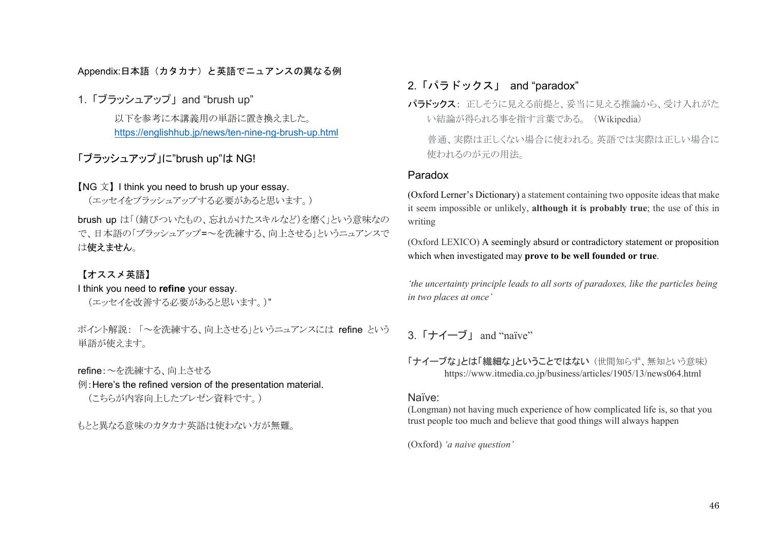Appendix:日本語（カタカナ）と英語でニュアンスの異なる例

## 1.「ブラッシュアップ」and “brush up”

以下を参考に本講義用の単語に置き換えました。
https://englishhub.jp/news/ten-nine-ng-brush-up.html

### 「ブラッシュアップ」に”brush up”は NG!

【NG 文】I think you need to brush up your essay.
（エッセイをブラッシュアップする必要があると思います。）

brush up は「（錆びついたもの、忘れかけたスキルなど）を磨く」という意味なので、日本語の「ブラッシュアップ=～を洗練する、向上させる」というニュアンスでは使えません。

【オススメ英語】
I think you need to **refine** your essay.
（エッセイを改善する必要があると思います。）”

ポイント解説：「～を洗練する、向上させる」というニュアンスには refine という単語が使えます。

refine：～を洗練する、向上させる
例：Here’s the refined version of the presentation material.
（こちらが内容向上したプレゼン資料です。）

もとと異なる意味のカタカナ英語は使わない方が無難。

## 2.「パラドックス」 and “paradox”

パラドックス：正しそうに見える前提と、妥当に見える推論から、受け入れがたい結論が得られる事を指す言葉である。（Wikipedia）

普通、実際は正しくない場合に使われる。英語では実際は正しい場合に使われるのが元の用法。

### Paradox

(Oxford Lerner’s Dictionary) a statement containing two opposite ideas that make it seem impossible or unlikely, **although it is probably true**; the use of this in writing

(Oxford LEXICO) A seemingly absurd or contradictory statement or proposition which when investigated may **prove to be well founded or true**.

*‘the uncertainty principle leads to all sorts of paradoxes, like the particles being in two places at once’*

## 3.「ナイーブ」 and “naïve”

「ナイーブな」とは「繊細な」ということではない（世間知らず、無知という意味）
https://www.itmedia.co.jp/business/articles/1905/13/news064.html

### Naïve:

(Longman) not having much experience of how complicated life is, so that you trust people too much and believe that good things will always happen

(Oxford) *‘a naive question’*